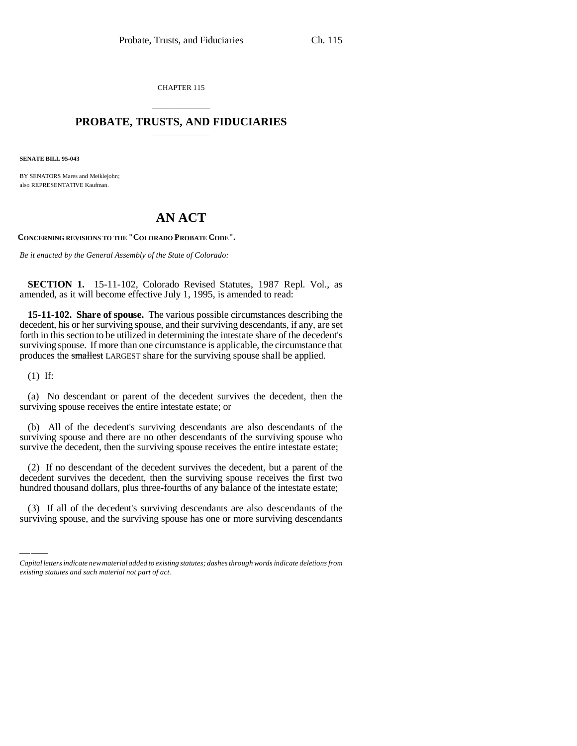CHAPTER 115

# PROBATE, TRUSTS, AND FIDUCIARIES

**SENATE BILL 95-043**

BY SENATORS Mares and Meiklejohn;
also REPRESENTATIVE Kaufman.

# AN ACT

**CONCERNING REVISIONS TO THE "COLORADO PROBATE CODE".**

*Be it enacted by the General Assembly of the State of Colorado:*

**SECTION 1.** 15-11-102, Colorado Revised Statutes, 1987 Repl. Vol., as amended, as it will become effective July 1, 1995, is amended to read:

**15-11-102. Share of spouse.** The various possible circumstances describing the decedent, his or her surviving spouse, and their surviving descendants, if any, are set forth in this section to be utilized in determining the intestate share of the decedent's surviving spouse. If more than one circumstance is applicable, the circumstance that produces the ~~smallest~~ LARGEST share for the surviving spouse shall be applied.

(1) If:

(a) No descendant or parent of the decedent survives the decedent, then the surviving spouse receives the entire intestate estate; or

(b) All of the decedent's surviving descendants are also descendants of the surviving spouse and there are no other descendants of the surviving spouse who survive the decedent, then the surviving spouse receives the entire intestate estate;

(2) If no descendant of the decedent survives the decedent, but a parent of the decedent survives the decedent, then the surviving spouse receives the first two hundred thousand dollars, plus three-fourths of any balance of the intestate estate;

(3) If all of the decedent's surviving descendants are also descendants of the surviving spouse, and the surviving spouse has one or more surviving descendants

*Capital letters indicate new material added to existing statutes; dashes through words indicate deletions from existing statutes and such material not part of act.*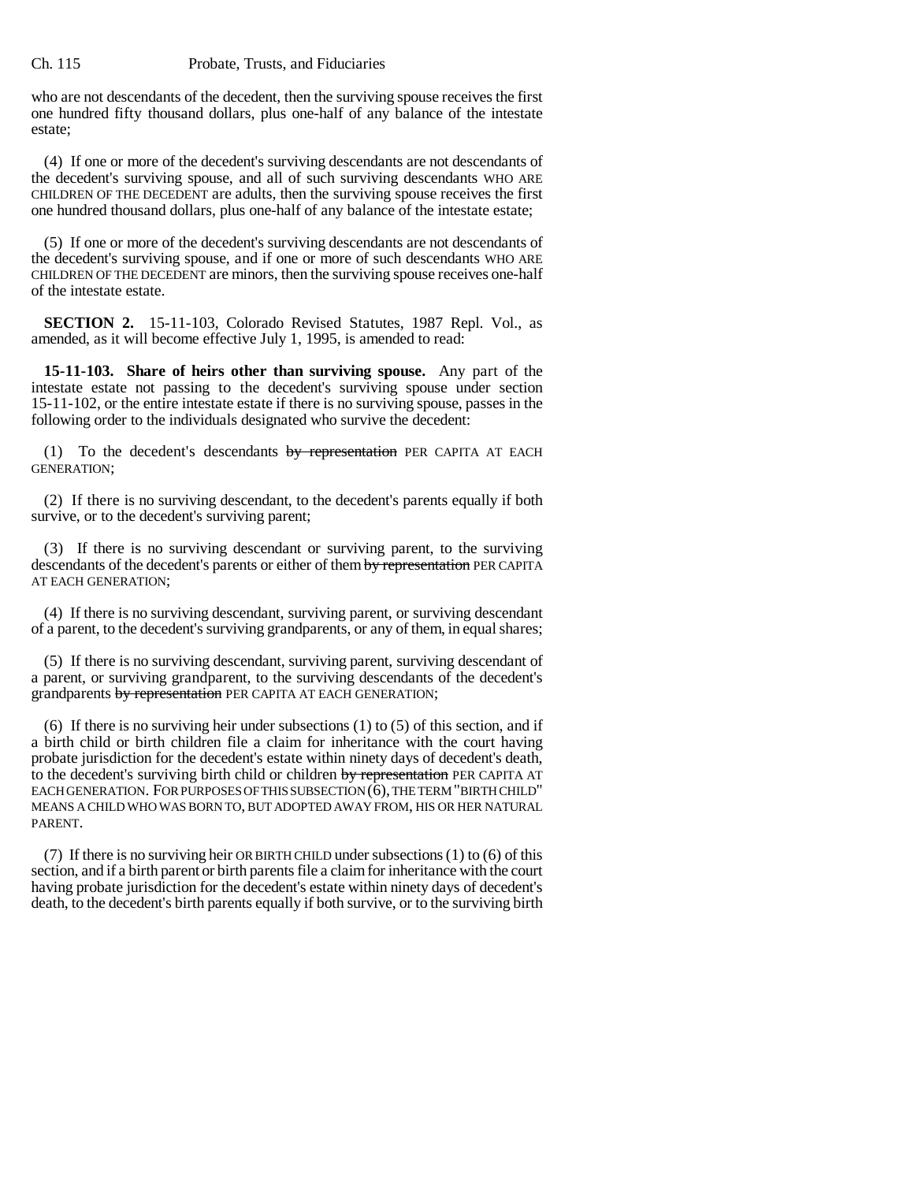who are not descendants of the decedent, then the surviving spouse receives the first one hundred fifty thousand dollars, plus one-half of any balance of the intestate estate;

(4) If one or more of the decedent's surviving descendants are not descendants of the decedent's surviving spouse, and all of such surviving descendants WHO ARE CHILDREN OF THE DECEDENT are adults, then the surviving spouse receives the first one hundred thousand dollars, plus one-half of any balance of the intestate estate;

(5) If one or more of the decedent's surviving descendants are not descendants of the decedent's surviving spouse, and if one or more of such descendants WHO ARE CHILDREN OF THE DECEDENT are minors, then the surviving spouse receives one-half of the intestate estate.

**SECTION 2.** 15-11-103, Colorado Revised Statutes, 1987 Repl. Vol., as amended, as it will become effective July 1, 1995, is amended to read:

**15-11-103. Share of heirs other than surviving spouse.** Any part of the intestate estate not passing to the decedent's surviving spouse under section 15-11-102, or the entire intestate estate if there is no surviving spouse, passes in the following order to the individuals designated who survive the decedent:

(1) To the decedent's descendants ~~by representation~~ PER CAPITA AT EACH GENERATION;

(2) If there is no surviving descendant, to the decedent's parents equally if both survive, or to the decedent's surviving parent;

(3) If there is no surviving descendant or surviving parent, to the surviving descendants of the decedent's parents or either of them ~~by representation~~ PER CAPITA AT EACH GENERATION;

(4) If there is no surviving descendant, surviving parent, or surviving descendant of a parent, to the decedent's surviving grandparents, or any of them, in equal shares;

(5) If there is no surviving descendant, surviving parent, surviving descendant of a parent, or surviving grandparent, to the surviving descendants of the decedent's grandparents ~~by representation~~ PER CAPITA AT EACH GENERATION;

(6) If there is no surviving heir under subsections (1) to (5) of this section, and if a birth child or birth children file a claim for inheritance with the court having probate jurisdiction for the decedent's estate within ninety days of decedent's death, to the decedent's surviving birth child or children ~~by representation~~ PER CAPITA AT EACH GENERATION. FOR PURPOSES OF THIS SUBSECTION (6), THE TERM "BIRTH CHILD" MEANS A CHILD WHO WAS BORN TO, BUT ADOPTED AWAY FROM, HIS OR HER NATURAL PARENT.

(7) If there is no surviving heir OR BIRTH CHILD under subsections (1) to (6) of this section, and if a birth parent or birth parents file a claim for inheritance with the court having probate jurisdiction for the decedent's estate within ninety days of decedent's death, to the decedent's birth parents equally if both survive, or to the surviving birth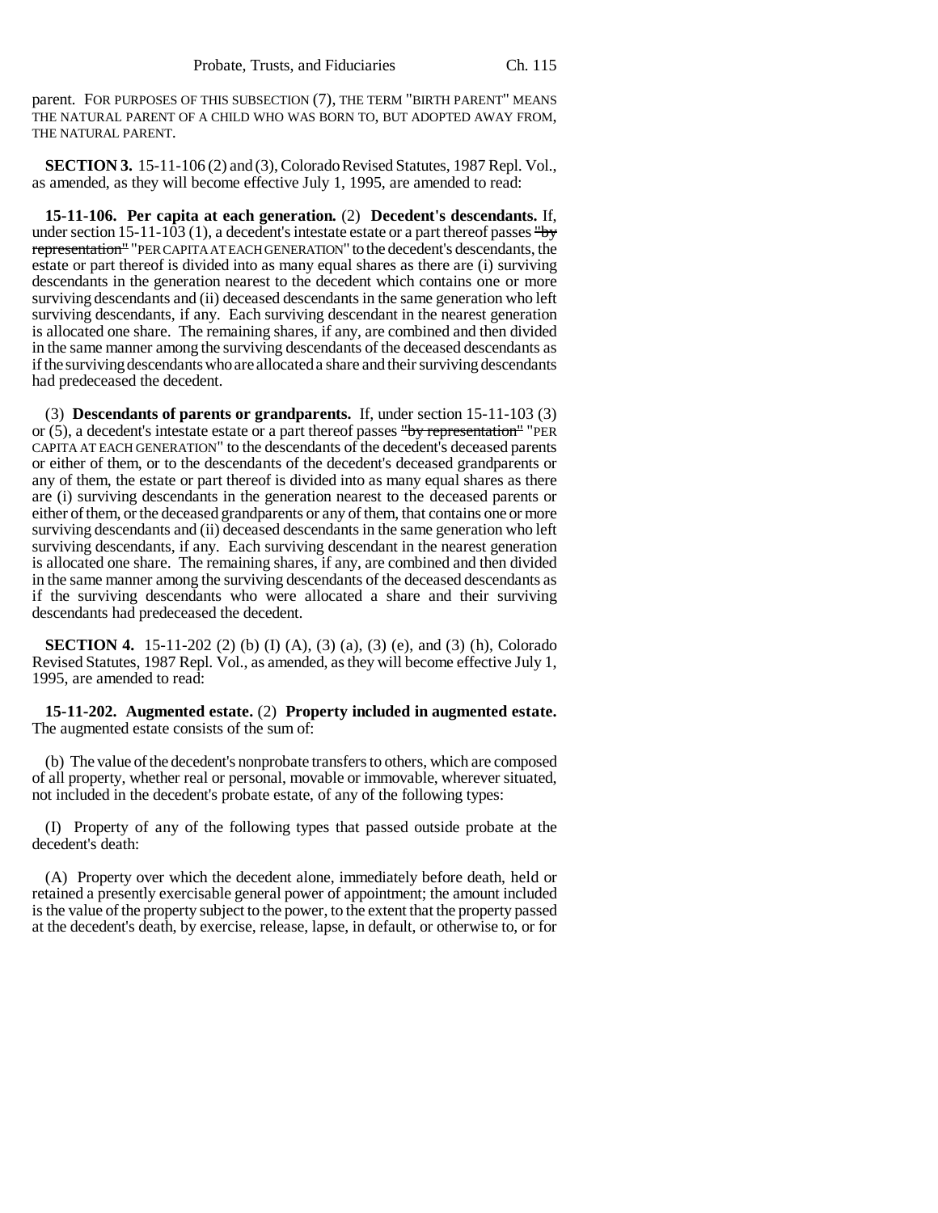parent. FOR PURPOSES OF THIS SUBSECTION (7), THE TERM "BIRTH PARENT" MEANS THE NATURAL PARENT OF A CHILD WHO WAS BORN TO, BUT ADOPTED AWAY FROM, THE NATURAL PARENT.

**SECTION 3.** 15-11-106 (2) and (3), Colorado Revised Statutes, 1987 Repl. Vol., as amended, as they will become effective July 1, 1995, are amended to read:

**15-11-106. Per capita at each generation.** (2) **Decedent's descendants.** If, under section 15-11-103 (1), a decedent's intestate estate or a part thereof passes ~~"by representation"~~ "PER CAPITA AT EACH GENERATION" to the decedent's descendants, the estate or part thereof is divided into as many equal shares as there are (i) surviving descendants in the generation nearest to the decedent which contains one or more surviving descendants and (ii) deceased descendants in the same generation who left surviving descendants, if any. Each surviving descendant in the nearest generation is allocated one share. The remaining shares, if any, are combined and then divided in the same manner among the surviving descendants of the deceased descendants as if the surviving descendants who are allocated a share and their surviving descendants had predeceased the decedent.

(3) **Descendants of parents or grandparents.** If, under section 15-11-103 (3) or (5), a decedent's intestate estate or a part thereof passes ~~"by representation"~~ "PER CAPITA AT EACH GENERATION" to the descendants of the decedent's deceased parents or either of them, or to the descendants of the decedent's deceased grandparents or any of them, the estate or part thereof is divided into as many equal shares as there are (i) surviving descendants in the generation nearest to the deceased parents or either of them, or the deceased grandparents or any of them, that contains one or more surviving descendants and (ii) deceased descendants in the same generation who left surviving descendants, if any. Each surviving descendant in the nearest generation is allocated one share. The remaining shares, if any, are combined and then divided in the same manner among the surviving descendants of the deceased descendants as if the surviving descendants who were allocated a share and their surviving descendants had predeceased the decedent.

**SECTION 4.** 15-11-202 (2) (b) (I) (A), (3) (a), (3) (e), and (3) (h), Colorado Revised Statutes, 1987 Repl. Vol., as amended, as they will become effective July 1, 1995, are amended to read:

**15-11-202. Augmented estate.** (2) **Property included in augmented estate.** The augmented estate consists of the sum of:

(b) The value of the decedent's nonprobate transfers to others, which are composed of all property, whether real or personal, movable or immovable, wherever situated, not included in the decedent's probate estate, of any of the following types:

(I) Property of any of the following types that passed outside probate at the decedent's death:

(A) Property over which the decedent alone, immediately before death, held or retained a presently exercisable general power of appointment; the amount included is the value of the property subject to the power, to the extent that the property passed at the decedent's death, by exercise, release, lapse, in default, or otherwise to, or for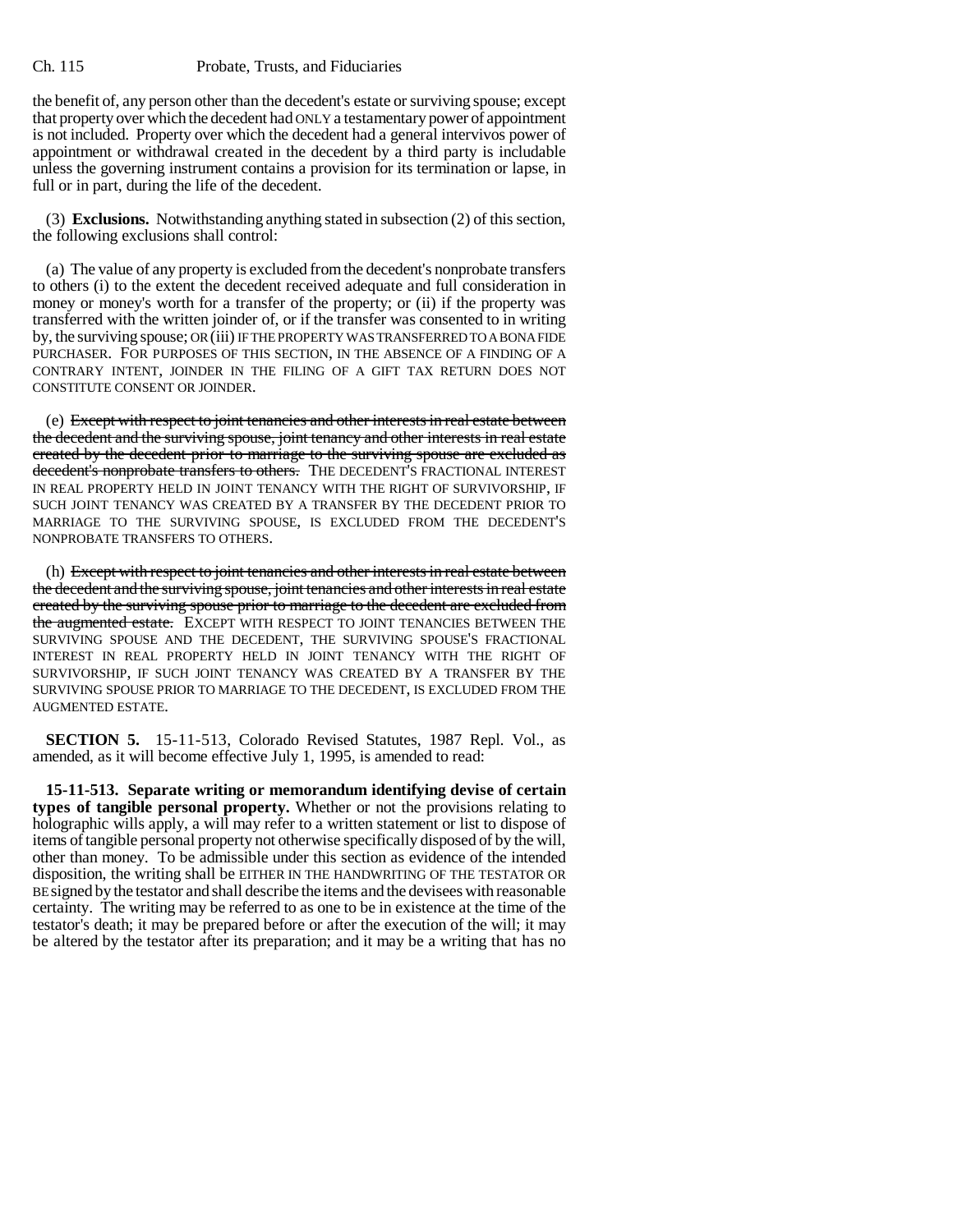the benefit of, any person other than the decedent's estate or surviving spouse; except that property over which the decedent had ONLY a testamentary power of appointment is not included. Property over which the decedent had a general intervivos power of appointment or withdrawal created in the decedent by a third party is includable unless the governing instrument contains a provision for its termination or lapse, in full or in part, during the life of the decedent.

(3) **Exclusions.** Notwithstanding anything stated in subsection (2) of this section, the following exclusions shall control:

(a) The value of any property is excluded from the decedent's nonprobate transfers to others (i) to the extent the decedent received adequate and full consideration in money or money's worth for a transfer of the property; or (ii) if the property was transferred with the written joinder of, or if the transfer was consented to in writing by, the surviving spouse; OR (iii) IF THE PROPERTY WAS TRANSFERRED TO A BONA FIDE PURCHASER. FOR PURPOSES OF THIS SECTION, IN THE ABSENCE OF A FINDING OF A CONTRARY INTENT, JOINDER IN THE FILING OF A GIFT TAX RETURN DOES NOT CONSTITUTE CONSENT OR JOINDER.

(e) ~~Except with respect to joint tenancies and other interests in real estate between the decedent and the surviving spouse, joint tenancy and other interests in real estate created by the decedent prior to marriage to the surviving spouse are excluded as decedent's nonprobate transfers to others.~~ THE DECEDENT'S FRACTIONAL INTEREST IN REAL PROPERTY HELD IN JOINT TENANCY WITH THE RIGHT OF SURVIVORSHIP, IF SUCH JOINT TENANCY WAS CREATED BY A TRANSFER BY THE DECEDENT PRIOR TO MARRIAGE TO THE SURVIVING SPOUSE, IS EXCLUDED FROM THE DECEDENT'S NONPROBATE TRANSFERS TO OTHERS.

(h) ~~Except with respect to joint tenancies and other interests in real estate between the decedent and the surviving spouse, joint tenancies and other interests in real estate created by the surviving spouse prior to marriage to the decedent are excluded from the augmented estate.~~ EXCEPT WITH RESPECT TO JOINT TENANCIES BETWEEN THE SURVIVING SPOUSE AND THE DECEDENT, THE SURVIVING SPOUSE'S FRACTIONAL INTEREST IN REAL PROPERTY HELD IN JOINT TENANCY WITH THE RIGHT OF SURVIVORSHIP, IF SUCH JOINT TENANCY WAS CREATED BY A TRANSFER BY THE SURVIVING SPOUSE PRIOR TO MARRIAGE TO THE DECEDENT, IS EXCLUDED FROM THE AUGMENTED ESTATE.

**SECTION 5.** 15-11-513, Colorado Revised Statutes, 1987 Repl. Vol., as amended, as it will become effective July 1, 1995, is amended to read:

**15-11-513. Separate writing or memorandum identifying devise of certain types of tangible personal property.** Whether or not the provisions relating to holographic wills apply, a will may refer to a written statement or list to dispose of items of tangible personal property not otherwise specifically disposed of by the will, other than money. To be admissible under this section as evidence of the intended disposition, the writing shall be EITHER IN THE HANDWRITING OF THE TESTATOR OR BE signed by the testator and shall describe the items and the devisees with reasonable certainty. The writing may be referred to as one to be in existence at the time of the testator's death; it may be prepared before or after the execution of the will; it may be altered by the testator after its preparation; and it may be a writing that has no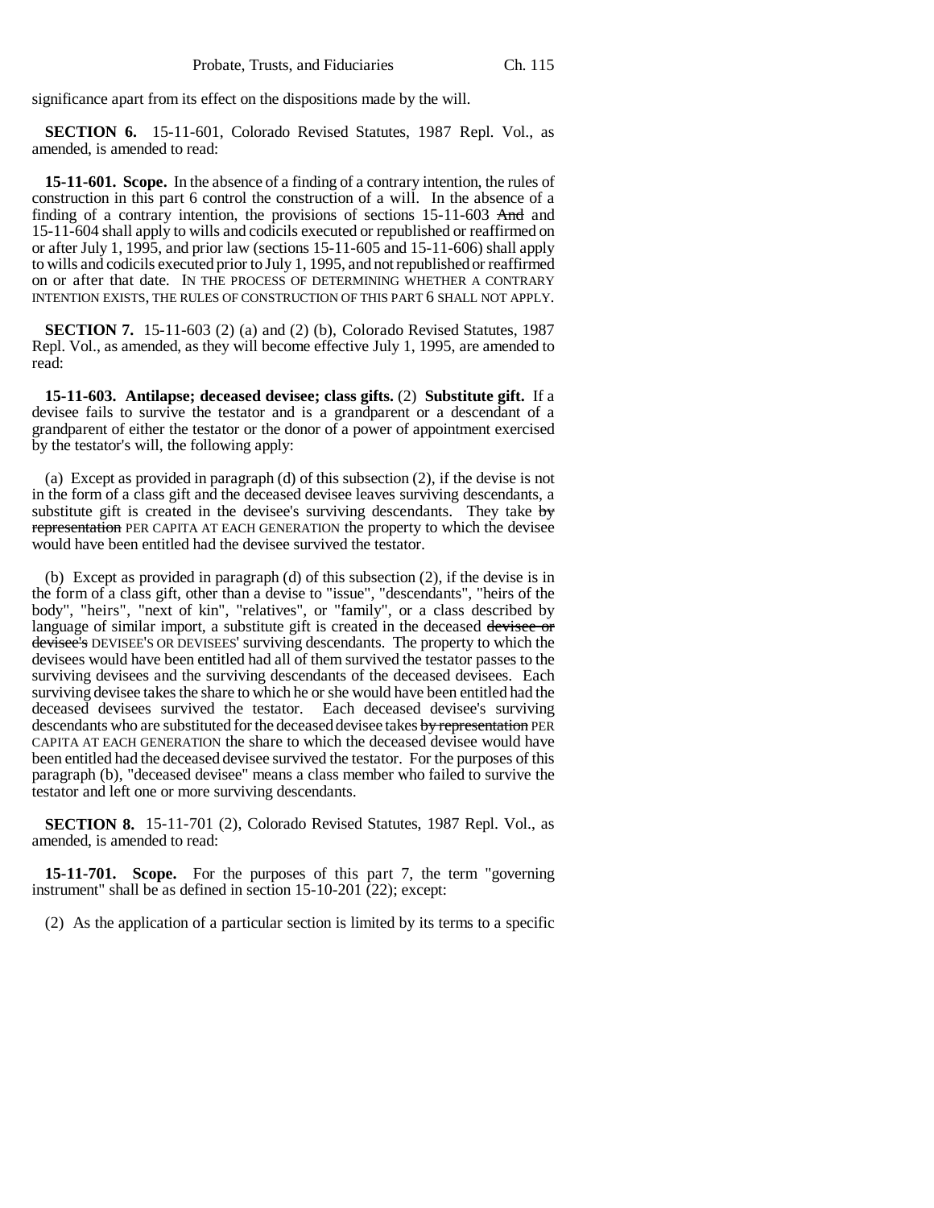significance apart from its effect on the dispositions made by the will.

**SECTION 6.** 15-11-601, Colorado Revised Statutes, 1987 Repl. Vol., as amended, is amended to read:

**15-11-601. Scope.** In the absence of a finding of a contrary intention, the rules of construction in this part 6 control the construction of a will. In the absence of a finding of a contrary intention, the provisions of sections 15-11-603 ~~And~~ and 15-11-604 shall apply to wills and codicils executed or republished or reaffirmed on or after July 1, 1995, and prior law (sections 15-11-605 and 15-11-606) shall apply to wills and codicils executed prior to July 1, 1995, and not republished or reaffirmed on or after that date. IN THE PROCESS OF DETERMINING WHETHER A CONTRARY INTENTION EXISTS, THE RULES OF CONSTRUCTION OF THIS PART 6 SHALL NOT APPLY.

**SECTION 7.** 15-11-603 (2) (a) and (2) (b), Colorado Revised Statutes, 1987 Repl. Vol., as amended, as they will become effective July 1, 1995, are amended to read:

**15-11-603. Antilapse; deceased devisee; class gifts.** (2) **Substitute gift.** If a devisee fails to survive the testator and is a grandparent or a descendant of a grandparent of either the testator or the donor of a power of appointment exercised by the testator's will, the following apply:

(a) Except as provided in paragraph (d) of this subsection (2), if the devise is not in the form of a class gift and the deceased devisee leaves surviving descendants, a substitute gift is created in the devisee's surviving descendants. They take ~~by representation~~ PER CAPITA AT EACH GENERATION the property to which the devisee would have been entitled had the devisee survived the testator.

(b) Except as provided in paragraph (d) of this subsection (2), if the devise is in the form of a class gift, other than a devise to "issue", "descendants", "heirs of the body", "heirs", "next of kin", "relatives", or "family", or a class described by language of similar import, a substitute gift is created in the deceased ~~devisee or devisee's~~ DEVISEE'S OR DEVISEES' surviving descendants. The property to which the devisees would have been entitled had all of them survived the testator passes to the surviving devisees and the surviving descendants of the deceased devisees. Each surviving devisee takes the share to which he or she would have been entitled had the deceased devisees survived the testator. Each deceased devisee's surviving descendants who are substituted for the deceased devisee takes ~~by representation~~ PER CAPITA AT EACH GENERATION the share to which the deceased devisee would have been entitled had the deceased devisee survived the testator. For the purposes of this paragraph (b), "deceased devisee" means a class member who failed to survive the testator and left one or more surviving descendants.

**SECTION 8.** 15-11-701 (2), Colorado Revised Statutes, 1987 Repl. Vol., as amended, is amended to read:

**15-11-701. Scope.** For the purposes of this part 7, the term "governing instrument" shall be as defined in section 15-10-201 (22); except:

(2) As the application of a particular section is limited by its terms to a specific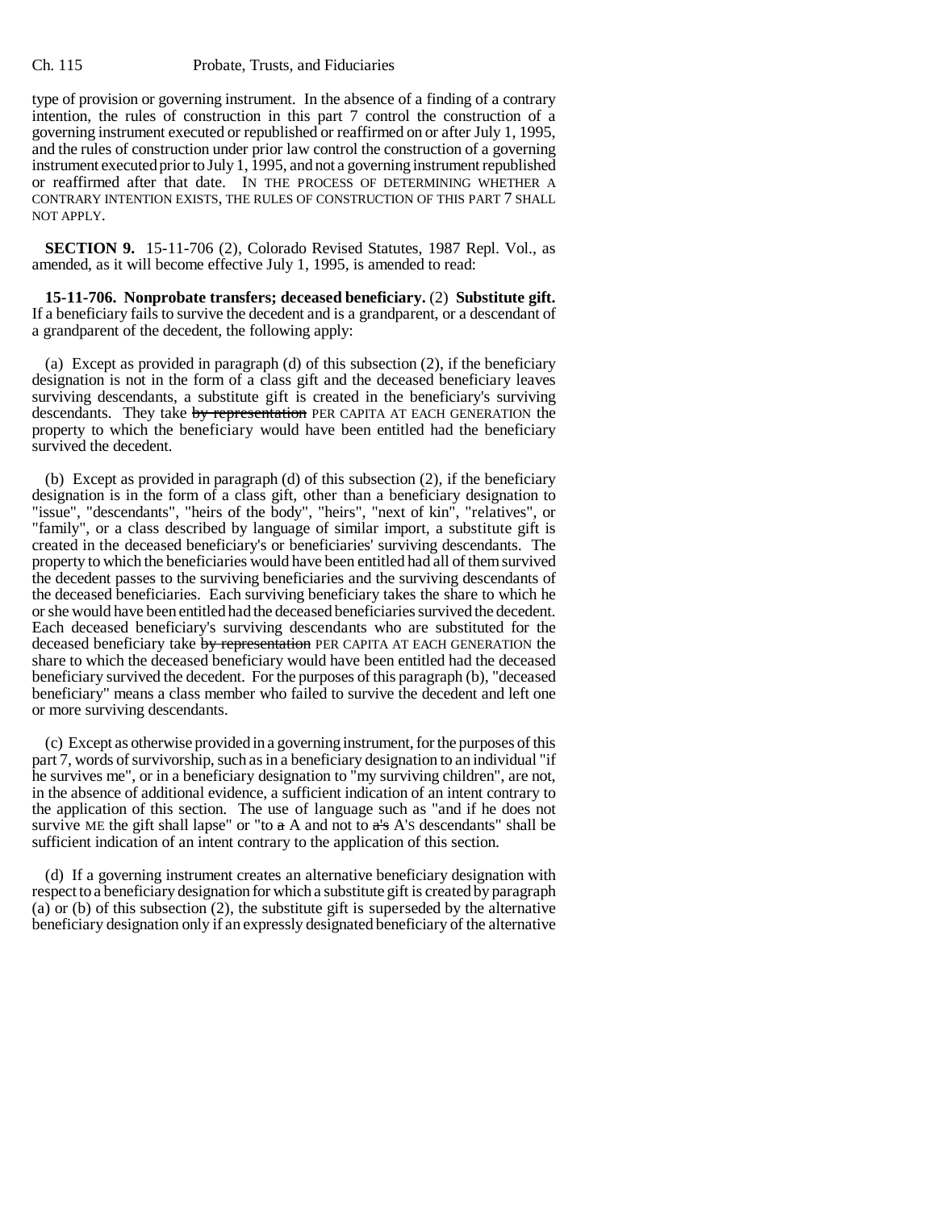type of provision or governing instrument. In the absence of a finding of a contrary intention, the rules of construction in this part 7 control the construction of a governing instrument executed or republished or reaffirmed on or after July 1, 1995, and the rules of construction under prior law control the construction of a governing instrument executed prior to July 1, 1995, and not a governing instrument republished or reaffirmed after that date. IN THE PROCESS OF DETERMINING WHETHER A CONTRARY INTENTION EXISTS, THE RULES OF CONSTRUCTION OF THIS PART 7 SHALL NOT APPLY.

**SECTION 9.** 15-11-706 (2), Colorado Revised Statutes, 1987 Repl. Vol., as amended, as it will become effective July 1, 1995, is amended to read:

**15-11-706. Nonprobate transfers; deceased beneficiary.** (2) **Substitute gift.** If a beneficiary fails to survive the decedent and is a grandparent, or a descendant of a grandparent of the decedent, the following apply:

(a) Except as provided in paragraph (d) of this subsection (2), if the beneficiary designation is not in the form of a class gift and the deceased beneficiary leaves surviving descendants, a substitute gift is created in the beneficiary's surviving descendants. They take ~~by representation~~ PER CAPITA AT EACH GENERATION the property to which the beneficiary would have been entitled had the beneficiary survived the decedent.

(b) Except as provided in paragraph (d) of this subsection (2), if the beneficiary designation is in the form of a class gift, other than a beneficiary designation to "issue", "descendants", "heirs of the body", "heirs", "next of kin", "relatives", or "family", or a class described by language of similar import, a substitute gift is created in the deceased beneficiary's or beneficiaries' surviving descendants. The property to which the beneficiaries would have been entitled had all of them survived the decedent passes to the surviving beneficiaries and the surviving descendants of the deceased beneficiaries. Each surviving beneficiary takes the share to which he or she would have been entitled had the deceased beneficiaries survived the decedent. Each deceased beneficiary's surviving descendants who are substituted for the deceased beneficiary take ~~by representation~~ PER CAPITA AT EACH GENERATION the share to which the deceased beneficiary would have been entitled had the deceased beneficiary survived the decedent. For the purposes of this paragraph (b), "deceased beneficiary" means a class member who failed to survive the decedent and left one or more surviving descendants.

(c) Except as otherwise provided in a governing instrument, for the purposes of this part 7, words of survivorship, such as in a beneficiary designation to an individual "if he survives me", or in a beneficiary designation to "my surviving children", are not, in the absence of additional evidence, a sufficient indication of an intent contrary to the application of this section. The use of language such as "and if he does not survive ME the gift shall lapse" or "to ~~a~~ A and not to ~~a's~~ A'S descendants" shall be sufficient indication of an intent contrary to the application of this section.

(d) If a governing instrument creates an alternative beneficiary designation with respect to a beneficiary designation for which a substitute gift is created by paragraph (a) or (b) of this subsection (2), the substitute gift is superseded by the alternative beneficiary designation only if an expressly designated beneficiary of the alternative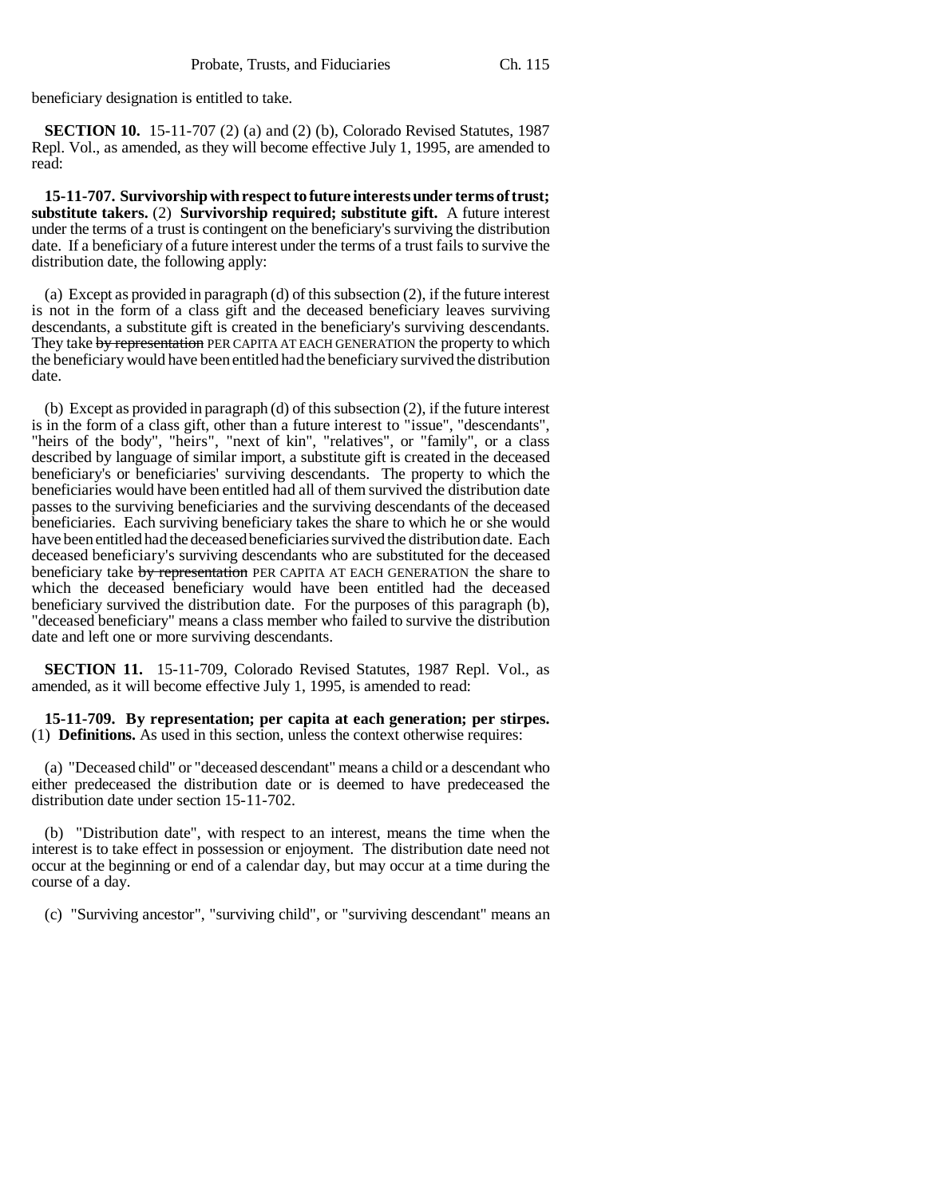beneficiary designation is entitled to take.

**SECTION 10.** 15-11-707 (2) (a) and (2) (b), Colorado Revised Statutes, 1987 Repl. Vol., as amended, as they will become effective July 1, 1995, are amended to read:

**15-11-707. Survivorship with respect to future interests under terms of trust; substitute takers.** (2) **Survivorship required; substitute gift.** A future interest under the terms of a trust is contingent on the beneficiary's surviving the distribution date. If a beneficiary of a future interest under the terms of a trust fails to survive the distribution date, the following apply:

(a) Except as provided in paragraph (d) of this subsection (2), if the future interest is not in the form of a class gift and the deceased beneficiary leaves surviving descendants, a substitute gift is created in the beneficiary's surviving descendants. They take ~~by representation~~ PER CAPITA AT EACH GENERATION the property to which the beneficiary would have been entitled had the beneficiary survived the distribution date.

(b) Except as provided in paragraph (d) of this subsection (2), if the future interest is in the form of a class gift, other than a future interest to "issue", "descendants", "heirs of the body", "heirs", "next of kin", "relatives", or "family", or a class described by language of similar import, a substitute gift is created in the deceased beneficiary's or beneficiaries' surviving descendants. The property to which the beneficiaries would have been entitled had all of them survived the distribution date passes to the surviving beneficiaries and the surviving descendants of the deceased beneficiaries. Each surviving beneficiary takes the share to which he or she would have been entitled had the deceased beneficiaries survived the distribution date. Each deceased beneficiary's surviving descendants who are substituted for the deceased beneficiary take ~~by representation~~ PER CAPITA AT EACH GENERATION the share to which the deceased beneficiary would have been entitled had the deceased beneficiary survived the distribution date. For the purposes of this paragraph (b), "deceased beneficiary" means a class member who failed to survive the distribution date and left one or more surviving descendants.

**SECTION 11.** 15-11-709, Colorado Revised Statutes, 1987 Repl. Vol., as amended, as it will become effective July 1, 1995, is amended to read:

**15-11-709. By representation; per capita at each generation; per stirpes.** (1) **Definitions.** As used in this section, unless the context otherwise requires:

(a) "Deceased child" or "deceased descendant" means a child or a descendant who either predeceased the distribution date or is deemed to have predeceased the distribution date under section 15-11-702.

(b) "Distribution date", with respect to an interest, means the time when the interest is to take effect in possession or enjoyment. The distribution date need not occur at the beginning or end of a calendar day, but may occur at a time during the course of a day.

(c) "Surviving ancestor", "surviving child", or "surviving descendant" means an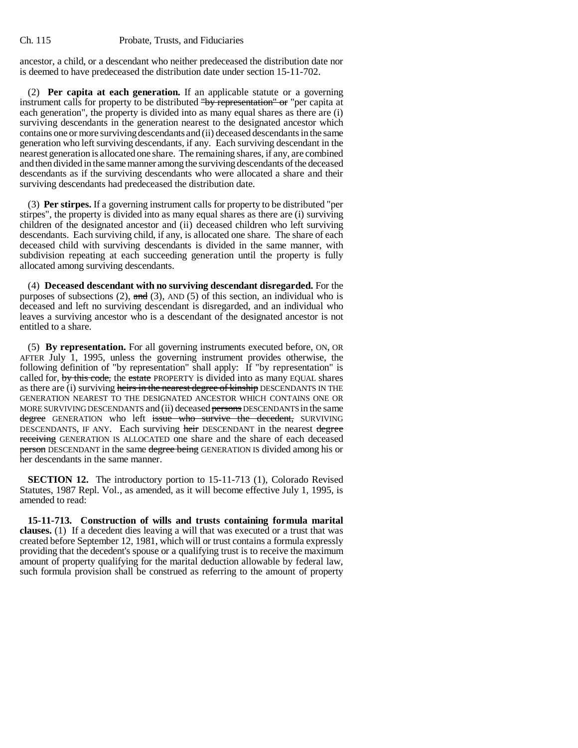ancestor, a child, or a descendant who neither predeceased the distribution date nor is deemed to have predeceased the distribution date under section 15-11-702.

(2) **Per capita at each generation.** If an applicable statute or a governing instrument calls for property to be distributed ~~"by representation" or~~ "per capita at each generation", the property is divided into as many equal shares as there are (i) surviving descendants in the generation nearest to the designated ancestor which contains one or more surviving descendants and (ii) deceased descendants in the same generation who left surviving descendants, if any. Each surviving descendant in the nearest generation is allocated one share. The remaining shares, if any, are combined and then divided in the same manner among the surviving descendants of the deceased descendants as if the surviving descendants who were allocated a share and their surviving descendants had predeceased the distribution date.

(3) **Per stirpes.** If a governing instrument calls for property to be distributed "per stirpes", the property is divided into as many equal shares as there are (i) surviving children of the designated ancestor and (ii) deceased children who left surviving descendants. Each surviving child, if any, is allocated one share. The share of each deceased child with surviving descendants is divided in the same manner, with subdivision repeating at each succeeding generation until the property is fully allocated among surviving descendants.

(4) **Deceased descendant with no surviving descendant disregarded.** For the purposes of subsections (2), ~~and~~ (3), AND (5) of this section, an individual who is deceased and left no surviving descendant is disregarded, and an individual who leaves a surviving ancestor who is a descendant of the designated ancestor is not entitled to a share.

(5) **By representation.** For all governing instruments executed before, ON, OR AFTER July 1, 1995, unless the governing instrument provides otherwise, the following definition of "by representation" shall apply: If "by representation" is called for, ~~by this code,~~ the ~~estate~~ PROPERTY is divided into as many EQUAL shares as there are (i) surviving ~~heirs in the nearest degree of kinship~~ DESCENDANTS IN THE GENERATION NEAREST TO THE DESIGNATED ANCESTOR WHICH CONTAINS ONE OR MORE SURVIVING DESCENDANTS and (ii) deceased ~~persons~~ DESCENDANTS in the same ~~degree~~ GENERATION who left ~~issue who survive the decedent,~~ SURVIVING DESCENDANTS, IF ANY. Each surviving ~~heir~~ DESCENDANT in the nearest ~~degree receiving~~ GENERATION IS ALLOCATED one share and the share of each deceased ~~person~~ DESCENDANT in the same ~~degree being~~ GENERATION IS divided among his or her descendants in the same manner.

**SECTION 12.** The introductory portion to 15-11-713 (1), Colorado Revised Statutes, 1987 Repl. Vol., as amended, as it will become effective July 1, 1995, is amended to read:

**15-11-713. Construction of wills and trusts containing formula marital clauses.** (1) If a decedent dies leaving a will that was executed or a trust that was created before September 12, 1981, which will or trust contains a formula expressly providing that the decedent's spouse or a qualifying trust is to receive the maximum amount of property qualifying for the marital deduction allowable by federal law, such formula provision shall be construed as referring to the amount of property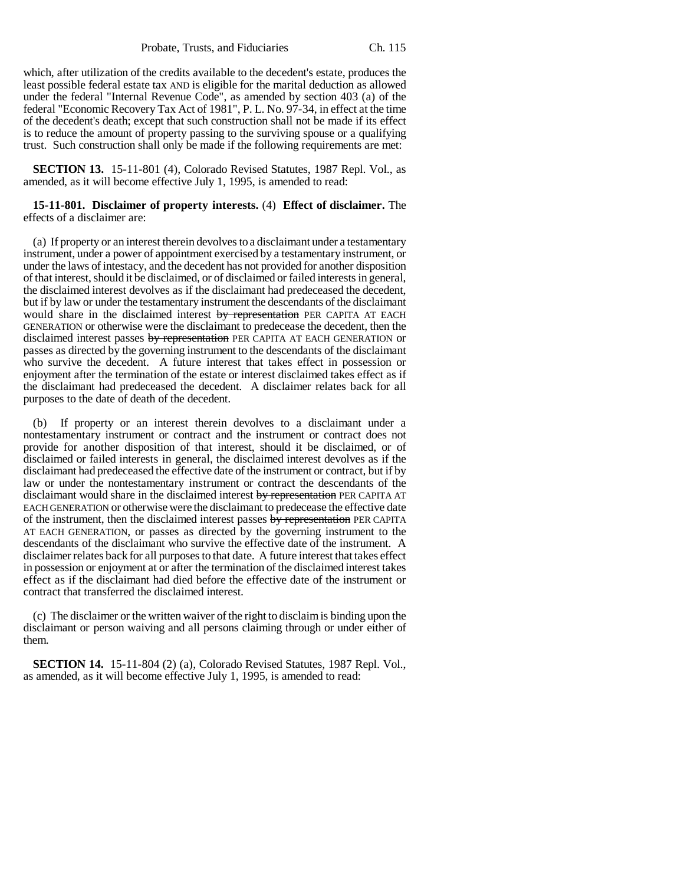which, after utilization of the credits available to the decedent's estate, produces the least possible federal estate tax AND is eligible for the marital deduction as allowed under the federal "Internal Revenue Code", as amended by section 403 (a) of the federal "Economic Recovery Tax Act of 1981", P. L. No. 97-34, in effect at the time of the decedent's death; except that such construction shall not be made if its effect is to reduce the amount of property passing to the surviving spouse or a qualifying trust. Such construction shall only be made if the following requirements are met:

**SECTION 13.** 15-11-801 (4), Colorado Revised Statutes, 1987 Repl. Vol., as amended, as it will become effective July 1, 1995, is amended to read:

**15-11-801. Disclaimer of property interests.** (4) **Effect of disclaimer.** The effects of a disclaimer are:

(a) If property or an interest therein devolves to a disclaimant under a testamentary instrument, under a power of appointment exercised by a testamentary instrument, or under the laws of intestacy, and the decedent has not provided for another disposition of that interest, should it be disclaimed, or of disclaimed or failed interests in general, the disclaimed interest devolves as if the disclaimant had predeceased the decedent, but if by law or under the testamentary instrument the descendants of the disclaimant would share in the disclaimed interest ~~by representation~~ PER CAPITA AT EACH GENERATION or otherwise were the disclaimant to predecease the decedent, then the disclaimed interest passes ~~by representation~~ PER CAPITA AT EACH GENERATION or passes as directed by the governing instrument to the descendants of the disclaimant who survive the decedent. A future interest that takes effect in possession or enjoyment after the termination of the estate or interest disclaimed takes effect as if the disclaimant had predeceased the decedent. A disclaimer relates back for all purposes to the date of death of the decedent.

(b) If property or an interest therein devolves to a disclaimant under a nontestamentary instrument or contract and the instrument or contract does not provide for another disposition of that interest, should it be disclaimed, or of disclaimed or failed interests in general, the disclaimed interest devolves as if the disclaimant had predeceased the effective date of the instrument or contract, but if by law or under the nontestamentary instrument or contract the descendants of the disclaimant would share in the disclaimed interest ~~by representation~~ PER CAPITA AT EACH GENERATION or otherwise were the disclaimant to predecease the effective date of the instrument, then the disclaimed interest passes ~~by representation~~ PER CAPITA AT EACH GENERATION, or passes as directed by the governing instrument to the descendants of the disclaimant who survive the effective date of the instrument. A disclaimer relates back for all purposes to that date. A future interest that takes effect in possession or enjoyment at or after the termination of the disclaimed interest takes effect as if the disclaimant had died before the effective date of the instrument or contract that transferred the disclaimed interest.

(c) The disclaimer or the written waiver of the right to disclaim is binding upon the disclaimant or person waiving and all persons claiming through or under either of them.

**SECTION 14.** 15-11-804 (2) (a), Colorado Revised Statutes, 1987 Repl. Vol., as amended, as it will become effective July 1, 1995, is amended to read: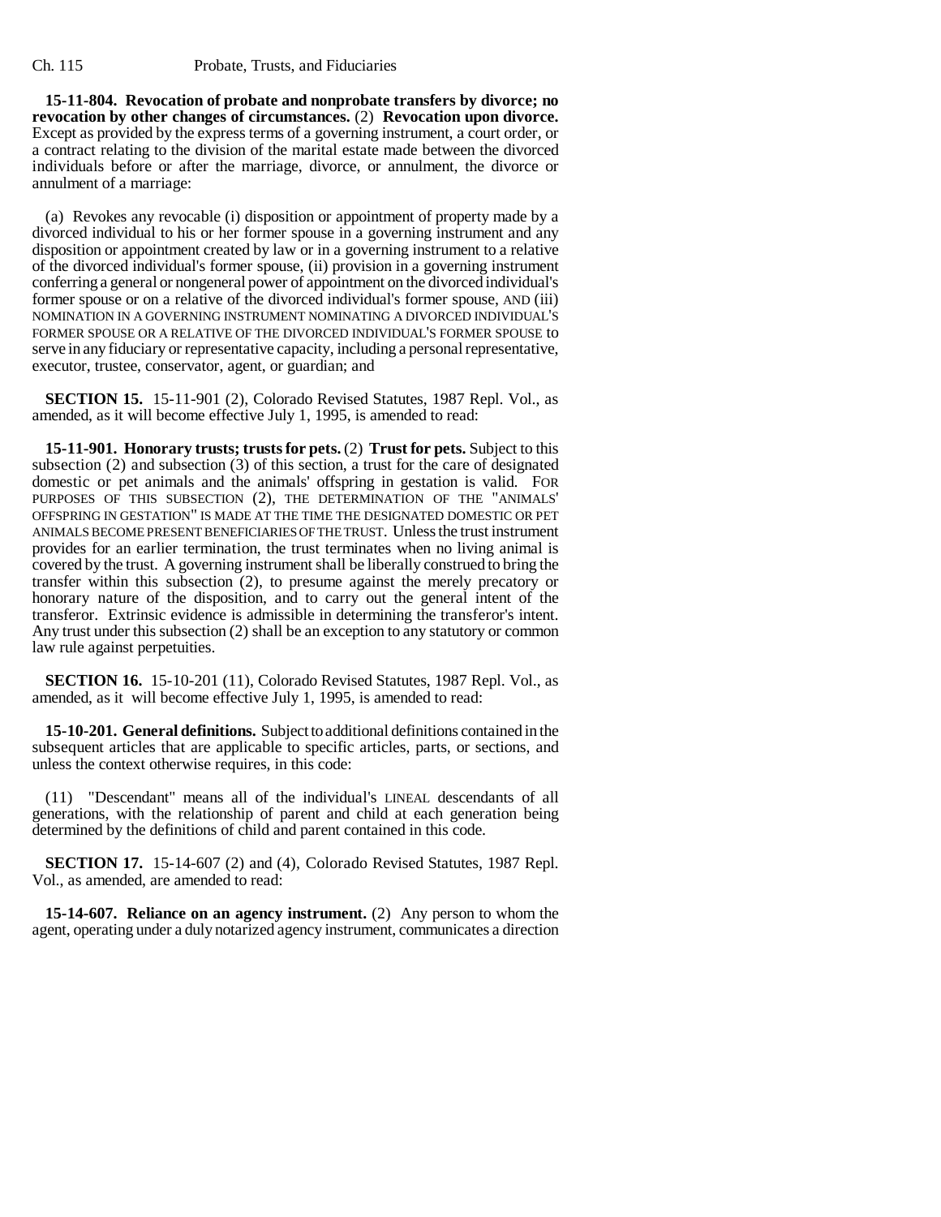**15-11-804. Revocation of probate and nonprobate transfers by divorce; no revocation by other changes of circumstances.** (2) **Revocation upon divorce.** Except as provided by the express terms of a governing instrument, a court order, or a contract relating to the division of the marital estate made between the divorced individuals before or after the marriage, divorce, or annulment, the divorce or annulment of a marriage:

(a) Revokes any revocable (i) disposition or appointment of property made by a divorced individual to his or her former spouse in a governing instrument and any disposition or appointment created by law or in a governing instrument to a relative of the divorced individual's former spouse, (ii) provision in a governing instrument conferring a general or nongeneral power of appointment on the divorced individual's former spouse or on a relative of the divorced individual's former spouse, AND (iii) NOMINATION IN A GOVERNING INSTRUMENT NOMINATING A DIVORCED INDIVIDUAL'S FORMER SPOUSE OR A RELATIVE OF THE DIVORCED INDIVIDUAL'S FORMER SPOUSE to serve in any fiduciary or representative capacity, including a personal representative, executor, trustee, conservator, agent, or guardian; and

**SECTION 15.** 15-11-901 (2), Colorado Revised Statutes, 1987 Repl. Vol., as amended, as it will become effective July 1, 1995, is amended to read:

**15-11-901. Honorary trusts; trusts for pets.** (2) **Trust for pets.** Subject to this subsection (2) and subsection (3) of this section, a trust for the care of designated domestic or pet animals and the animals' offspring in gestation is valid. FOR PURPOSES OF THIS SUBSECTION (2), THE DETERMINATION OF THE "ANIMALS' OFFSPRING IN GESTATION" IS MADE AT THE TIME THE DESIGNATED DOMESTIC OR PET ANIMALS BECOME PRESENT BENEFICIARIES OF THE TRUST. Unless the trust instrument provides for an earlier termination, the trust terminates when no living animal is covered by the trust. A governing instrument shall be liberally construed to bring the transfer within this subsection (2), to presume against the merely precatory or honorary nature of the disposition, and to carry out the general intent of the transferor. Extrinsic evidence is admissible in determining the transferor's intent. Any trust under this subsection (2) shall be an exception to any statutory or common law rule against perpetuities.

**SECTION 16.** 15-10-201 (11), Colorado Revised Statutes, 1987 Repl. Vol., as amended, as it will become effective July 1, 1995, is amended to read:

**15-10-201. General definitions.** Subject to additional definitions contained in the subsequent articles that are applicable to specific articles, parts, or sections, and unless the context otherwise requires, in this code:

(11) "Descendant" means all of the individual's LINEAL descendants of all generations, with the relationship of parent and child at each generation being determined by the definitions of child and parent contained in this code.

**SECTION 17.** 15-14-607 (2) and (4), Colorado Revised Statutes, 1987 Repl. Vol., as amended, are amended to read:

**15-14-607. Reliance on an agency instrument.** (2) Any person to whom the agent, operating under a duly notarized agency instrument, communicates a direction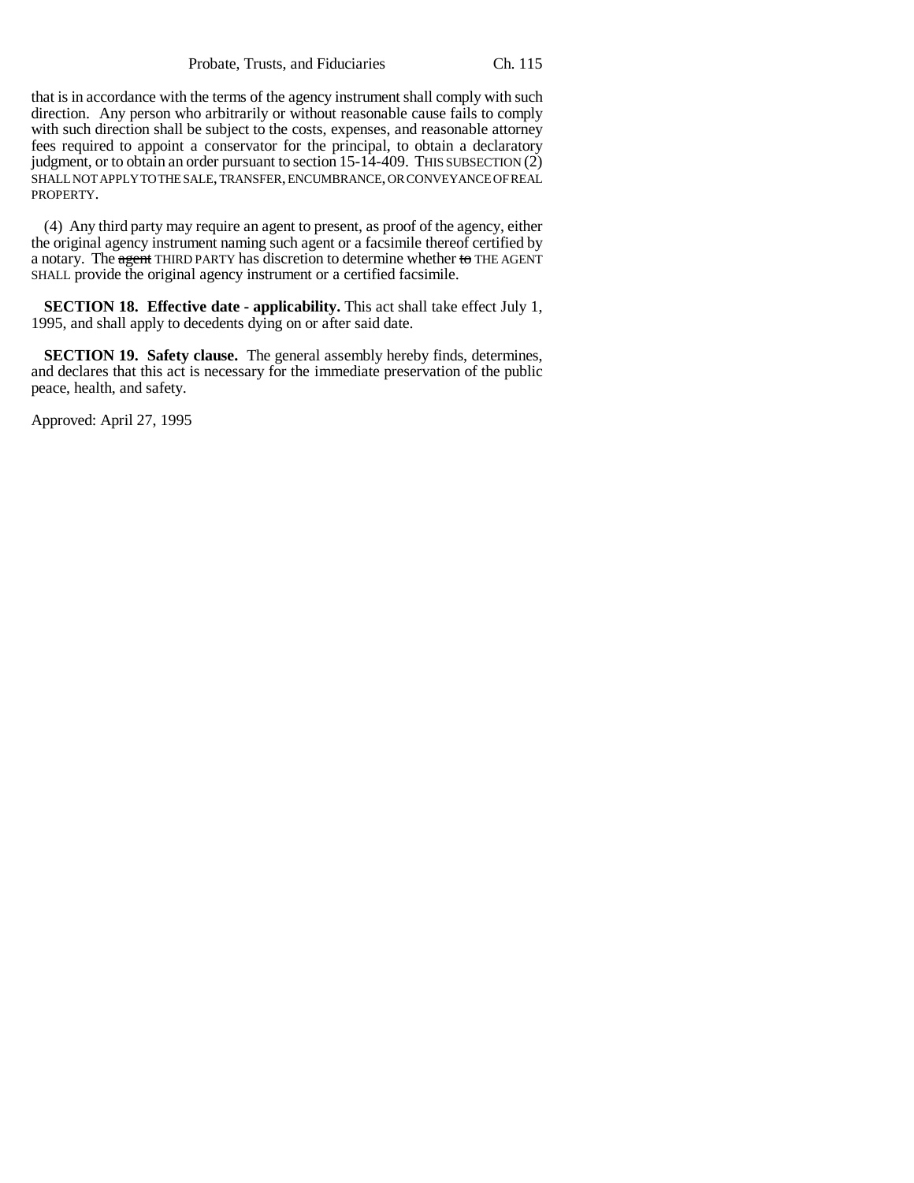that is in accordance with the terms of the agency instrument shall comply with such direction. Any person who arbitrarily or without reasonable cause fails to comply with such direction shall be subject to the costs, expenses, and reasonable attorney fees required to appoint a conservator for the principal, to obtain a declaratory judgment, or to obtain an order pursuant to section 15-14-409. THIS SUBSECTION (2) SHALL NOT APPLY TO THE SALE, TRANSFER, ENCUMBRANCE, OR CONVEYANCE OF REAL PROPERTY.

(4) Any third party may require an agent to present, as proof of the agency, either the original agency instrument naming such agent or a facsimile thereof certified by a notary. The ~~agent~~ THIRD PARTY has discretion to determine whether ~~to~~ THE AGENT SHALL provide the original agency instrument or a certified facsimile.

**SECTION 18. Effective date - applicability.** This act shall take effect July 1, 1995, and shall apply to decedents dying on or after said date.

**SECTION 19. Safety clause.** The general assembly hereby finds, determines, and declares that this act is necessary for the immediate preservation of the public peace, health, and safety.

Approved: April 27, 1995